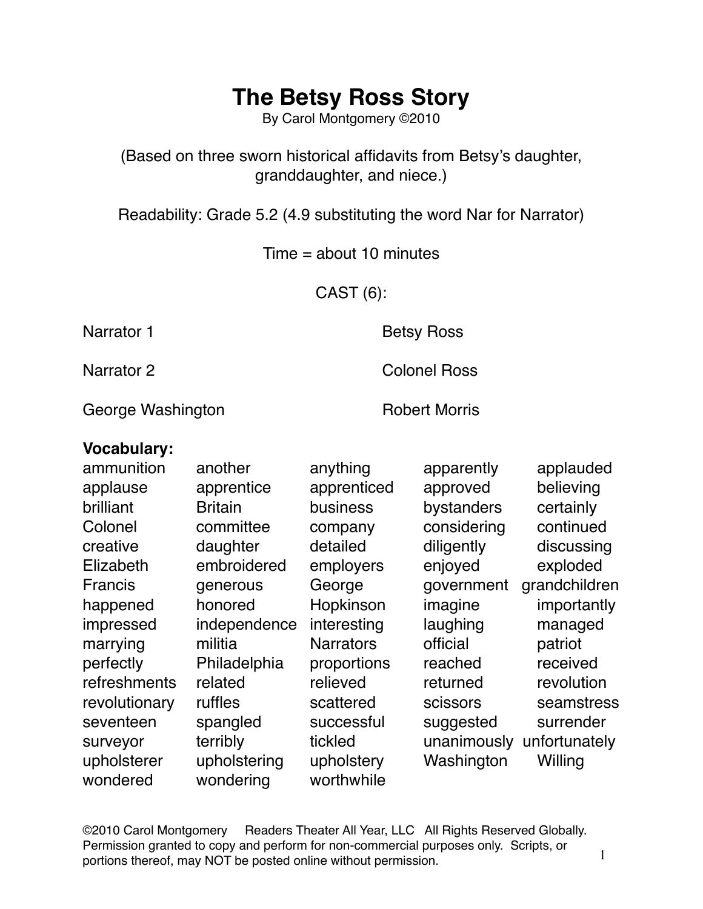# The Betsy Ross Story

By Carol Montgomery ©2010

(Based on three sworn historical affidavits from Betsy's daughter, granddaughter, and niece.)

Readability: Grade 5.2 (4.9 substituting the word Nar for Narrator)

Time = about 10 minutes

CAST (6):

| | |
|---|---|
| Narrator 1 | Betsy Ross |
| Narrator 2 | Colonel Ross |
| George Washington | Robert Morris |

**Vocabulary:**

| | | | | |
|---|---|---|---|---|
| ammunition | another | anything | apparently | applauded |
| applause | apprentice | apprenticed | approved | believing |
| brilliant | Britain | business | bystanders | certainly |
| Colonel | committee | company | considering | continued |
| creative | daughter | detailed | diligently | discussing |
| Elizabeth | embroidered | employers | enjoyed | exploded |
| Francis | generous | George | government | grandchildren |
| happened | honored | Hopkinson | imagine | importantly |
| impressed | independence | interesting | laughing | managed |
| marrying | militia | Narrators | official | patriot |
| perfectly | Philadelphia | proportions | reached | received |
| refreshments | related | relieved | returned | revolution |
| revolutionary | ruffles | scattered | scissors | seamstress |
| seventeen | spangled | successful | suggested | surrender |
| surveyor | terribly | tickled | unanimously | unfortunately |
| upholsterer | upholstering | upholstery | Washington | Willing |
| wondered | wondering | worthwhile | | |

©2010 Carol Montgomery Readers Theater All Year, LLC All Rights Reserved Globally. Permission granted to copy and perform for non-commercial purposes only. Scripts, or portions thereof, may NOT be posted online without permission.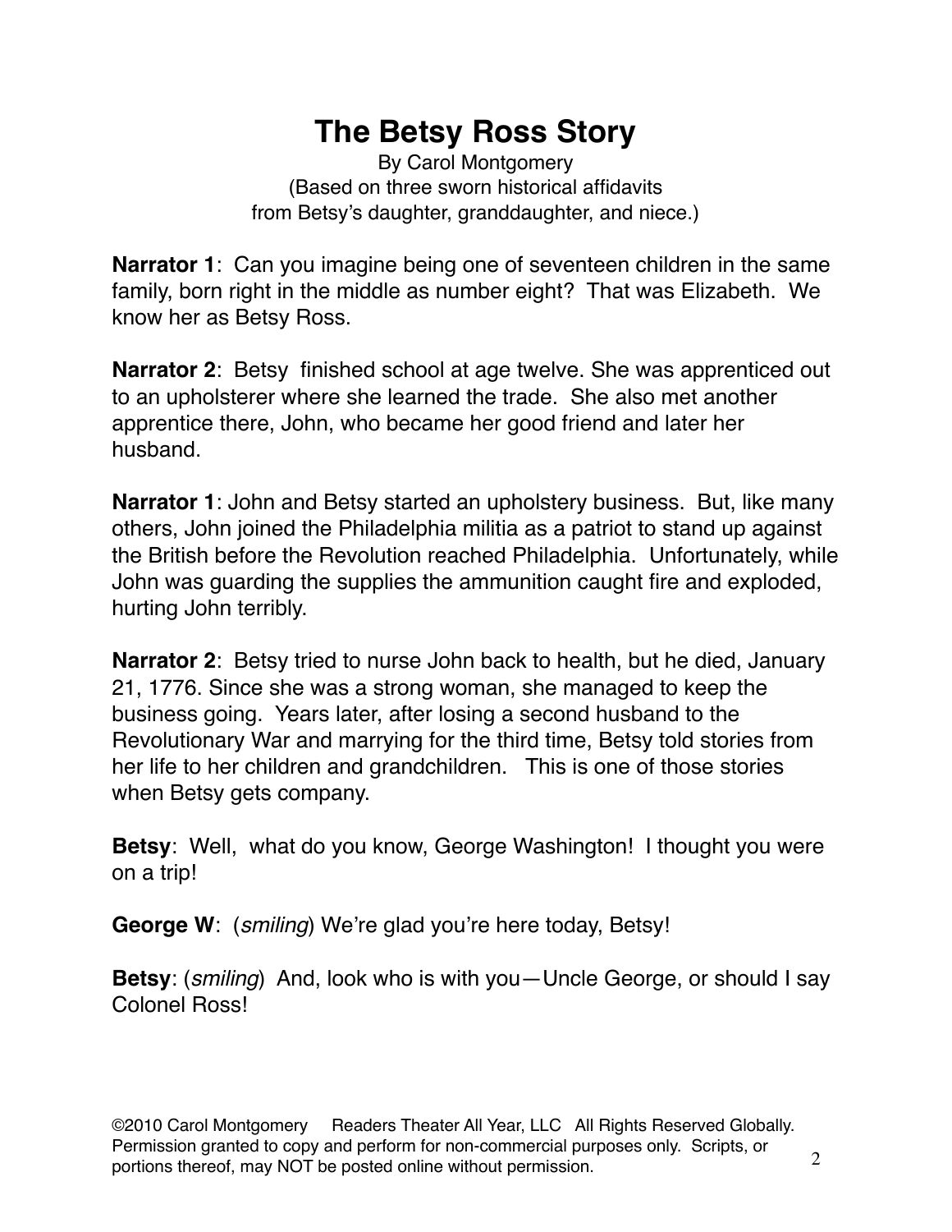# The Betsy Ross Story

By Carol Montgomery
(Based on three sworn historical affidavits
from Betsy's daughter, granddaughter, and niece.)

**Narrator 1**: Can you imagine being one of seventeen children in the same family, born right in the middle as number eight? That was Elizabeth. We know her as Betsy Ross.

**Narrator 2**: Betsy finished school at age twelve. She was apprenticed out to an upholsterer where she learned the trade. She also met another apprentice there, John, who became her good friend and later her husband.

**Narrator 1**: John and Betsy started an upholstery business. But, like many others, John joined the Philadelphia militia as a patriot to stand up against the British before the Revolution reached Philadelphia. Unfortunately, while John was guarding the supplies the ammunition caught fire and exploded, hurting John terribly.

**Narrator 2**: Betsy tried to nurse John back to health, but he died, January 21, 1776. Since she was a strong woman, she managed to keep the business going. Years later, after losing a second husband to the Revolutionary War and marrying for the third time, Betsy told stories from her life to her children and grandchildren. This is one of those stories when Betsy gets company.

**Betsy**: Well, what do you know, George Washington! I thought you were on a trip!

**George W**: (*smiling*) We're glad you're here today, Betsy!

**Betsy**: (*smiling*) And, look who is with you—Uncle George, or should I say Colonel Ross!

©2010 Carol Montgomery Readers Theater All Year, LLC All Rights Reserved Globally. Permission granted to copy and perform for non-commercial purposes only. Scripts, or portions thereof, may NOT be posted online without permission.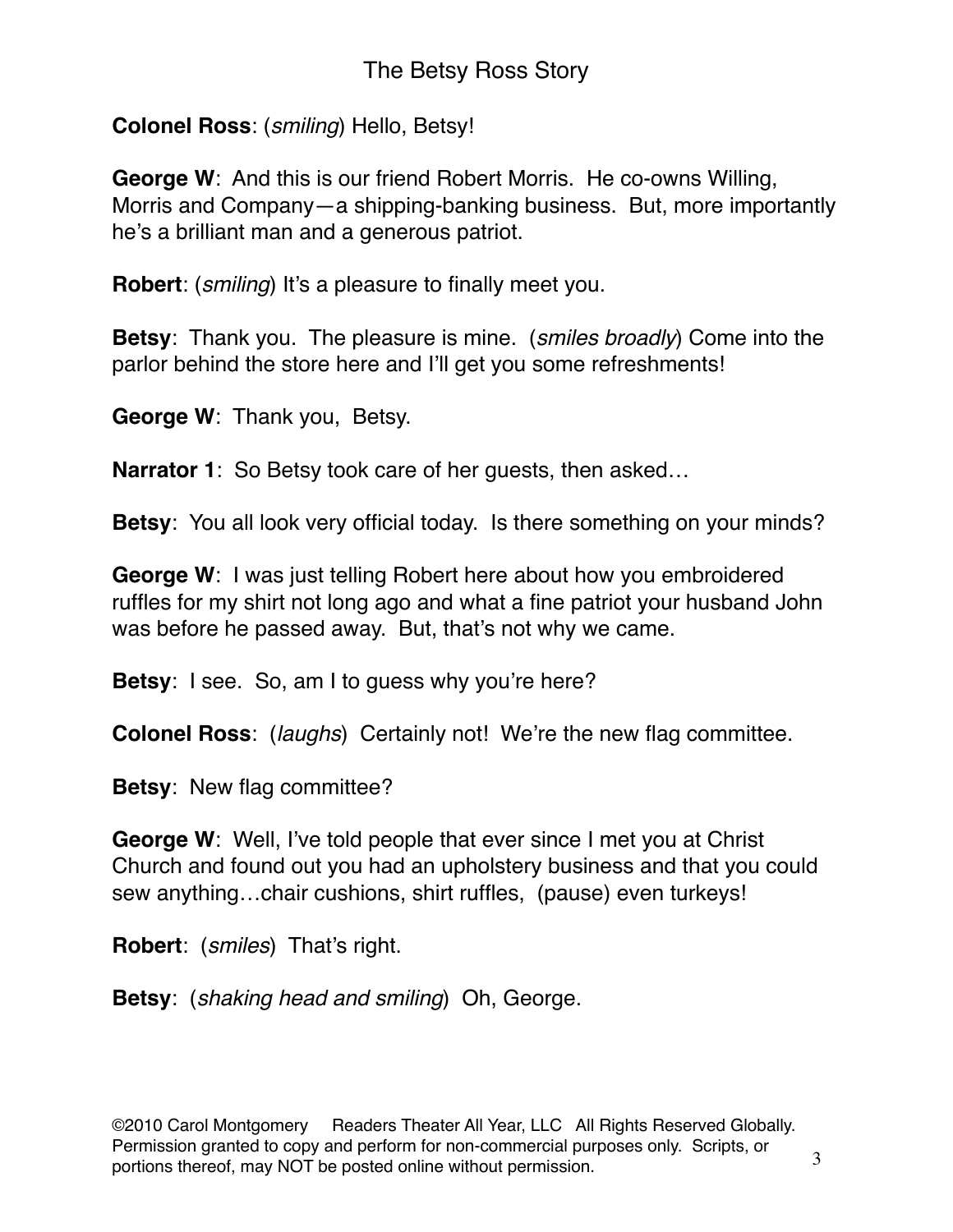**Colonel Ross**: (*smiling*) Hello, Betsy!

**George W**: And this is our friend Robert Morris. He co-owns Willing, Morris and Company—a shipping-banking business. But, more importantly he's a brilliant man and a generous patriot.

**Robert**: (*smiling*) It's a pleasure to finally meet you.

**Betsy**: Thank you. The pleasure is mine. (*smiles broadly*) Come into the parlor behind the store here and I'll get you some refreshments!

**George W**: Thank you, Betsy.

**Narrator 1**: So Betsy took care of her guests, then asked…

**Betsy**: You all look very official today. Is there something on your minds?

**George W**: I was just telling Robert here about how you embroidered ruffles for my shirt not long ago and what a fine patriot your husband John was before he passed away. But, that's not why we came.

**Betsy**: I see. So, am I to guess why you're here?

**Colonel Ross**: (*laughs*) Certainly not! We're the new flag committee.

**Betsy**: New flag committee?

**George W**: Well, I've told people that ever since I met you at Christ Church and found out you had an upholstery business and that you could sew anything…chair cushions, shirt ruffles, (pause) even turkeys!

**Robert**: (*smiles*) That's right.

**Betsy**: (*shaking head and smiling*) Oh, George.

©2010 Carol Montgomery Readers Theater All Year, LLC All Rights Reserved Globally. Permission granted to copy and perform for non-commercial purposes only. Scripts, or portions thereof, may NOT be posted online without permission.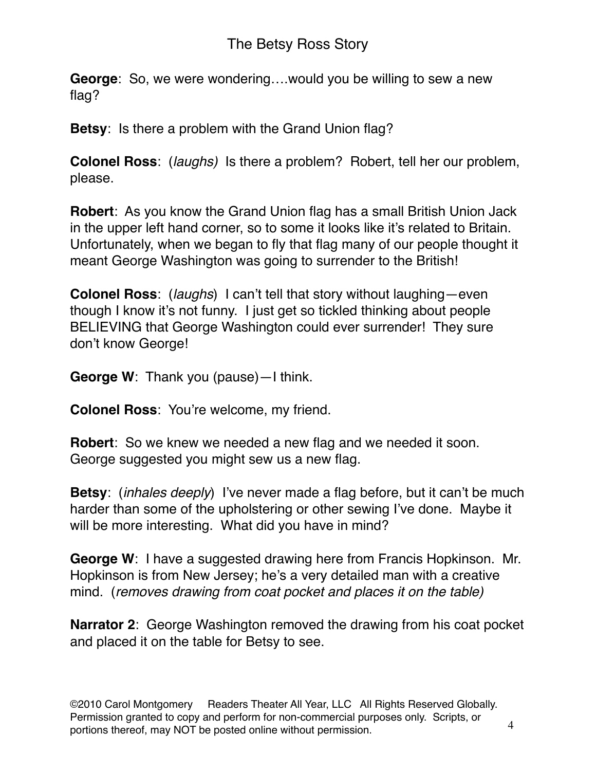**George**: So, we were wondering….would you be willing to sew a new flag?

**Betsy**: Is there a problem with the Grand Union flag?

**Colonel Ross**: (*laughs)* Is there a problem? Robert, tell her our problem, please.

**Robert**: As you know the Grand Union flag has a small British Union Jack in the upper left hand corner, so to some it looks like it's related to Britain. Unfortunately, when we began to fly that flag many of our people thought it meant George Washington was going to surrender to the British!

**Colonel Ross**: (*laughs*) I can't tell that story without laughing—even though I know it's not funny. I just get so tickled thinking about people BELIEVING that George Washington could ever surrender! They sure don't know George!

**George W**: Thank you (pause)—I think.

**Colonel Ross**: You're welcome, my friend.

**Robert**: So we knew we needed a new flag and we needed it soon. George suggested you might sew us a new flag.

**Betsy**: (*inhales deeply*) I've never made a flag before, but it can't be much harder than some of the upholstering or other sewing I've done. Maybe it will be more interesting. What did you have in mind?

**George W**: I have a suggested drawing here from Francis Hopkinson. Mr. Hopkinson is from New Jersey; he's a very detailed man with a creative mind. (*removes drawing from coat pocket and places it on the table)*

**Narrator 2**: George Washington removed the drawing from his coat pocket and placed it on the table for Betsy to see.

©2010 Carol Montgomery Readers Theater All Year, LLC All Rights Reserved Globally. Permission granted to copy and perform for non-commercial purposes only. Scripts, or portions thereof, may NOT be posted online without permission.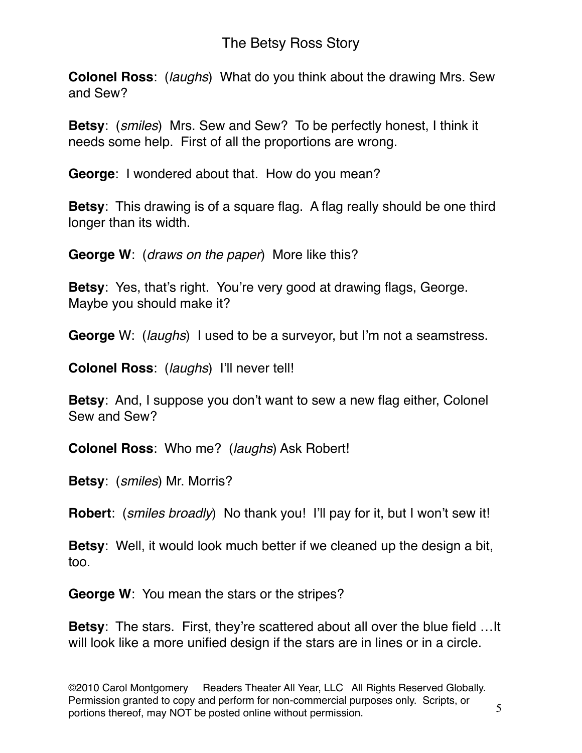**Colonel Ross**: (*laughs*) What do you think about the drawing Mrs. Sew and Sew?

**Betsy**: (*smiles*) Mrs. Sew and Sew? To be perfectly honest, I think it needs some help. First of all the proportions are wrong.

**George**: I wondered about that. How do you mean?

**Betsy**: This drawing is of a square flag. A flag really should be one third longer than its width.

**George W**: (*draws on the paper*) More like this?

**Betsy**: Yes, that's right. You're very good at drawing flags, George. Maybe you should make it?

**George** W: (*laughs*) I used to be a surveyor, but I'm not a seamstress.

**Colonel Ross**: (*laughs*) I'll never tell!

**Betsy**: And, I suppose you don't want to sew a new flag either, Colonel Sew and Sew?

**Colonel Ross**: Who me? (*laughs*) Ask Robert!

**Betsy**: (*smiles*) Mr. Morris?

**Robert**: (*smiles broadly*) No thank you! I'll pay for it, but I won't sew it!

**Betsy**: Well, it would look much better if we cleaned up the design a bit, too.

**George W**: You mean the stars or the stripes?

**Betsy**: The stars. First, they're scattered about all over the blue field …It will look like a more unified design if the stars are in lines or in a circle.

©2010 Carol Montgomery Readers Theater All Year, LLC All Rights Reserved Globally. Permission granted to copy and perform for non-commercial purposes only. Scripts, or portions thereof, may NOT be posted online without permission.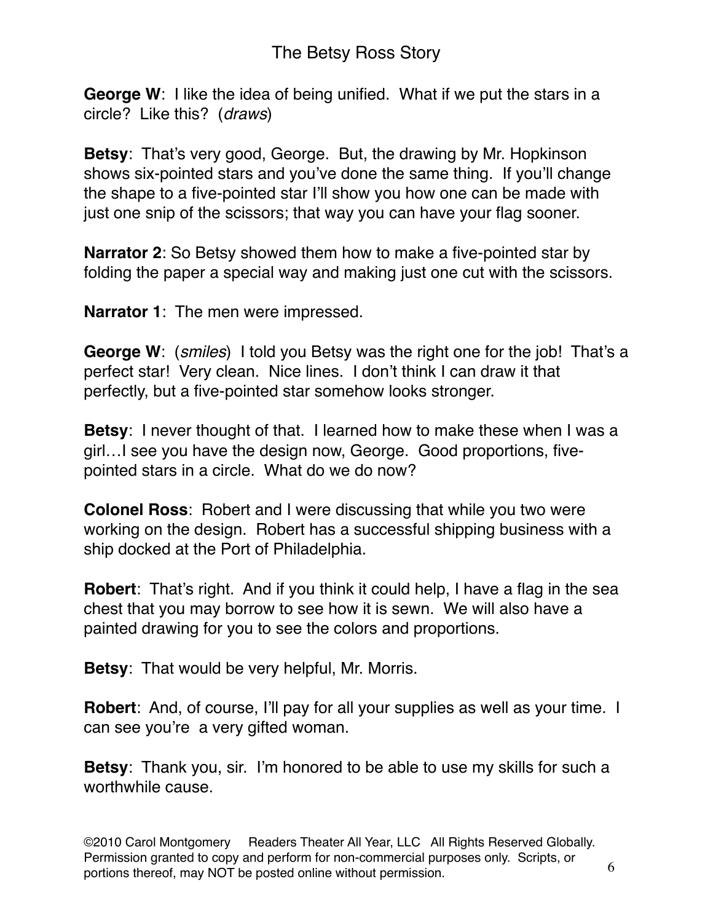**George W**: I like the idea of being unified. What if we put the stars in a circle? Like this? (*draws*)

**Betsy**: That's very good, George. But, the drawing by Mr. Hopkinson shows six-pointed stars and you've done the same thing. If you'll change the shape to a five-pointed star I'll show you how one can be made with just one snip of the scissors; that way you can have your flag sooner.

**Narrator 2**: So Betsy showed them how to make a five-pointed star by folding the paper a special way and making just one cut with the scissors.

**Narrator 1**: The men were impressed.

**George W**: (*smiles*) I told you Betsy was the right one for the job! That's a perfect star! Very clean. Nice lines. I don't think I can draw it that perfectly, but a five-pointed star somehow looks stronger.

**Betsy**: I never thought of that. I learned how to make these when I was a girl…I see you have the design now, George. Good proportions, five-pointed stars in a circle. What do we do now?

**Colonel Ross**: Robert and I were discussing that while you two were working on the design. Robert has a successful shipping business with a ship docked at the Port of Philadelphia.

**Robert**: That's right. And if you think it could help, I have a flag in the sea chest that you may borrow to see how it is sewn. We will also have a painted drawing for you to see the colors and proportions.

**Betsy**: That would be very helpful, Mr. Morris.

**Robert**: And, of course, I'll pay for all your supplies as well as your time. I can see you're a very gifted woman.

**Betsy**: Thank you, sir. I'm honored to be able to use my skills for such a worthwhile cause.

©2010 Carol Montgomery Readers Theater All Year, LLC All Rights Reserved Globally. Permission granted to copy and perform for non-commercial purposes only. Scripts, or portions thereof, may NOT be posted online without permission.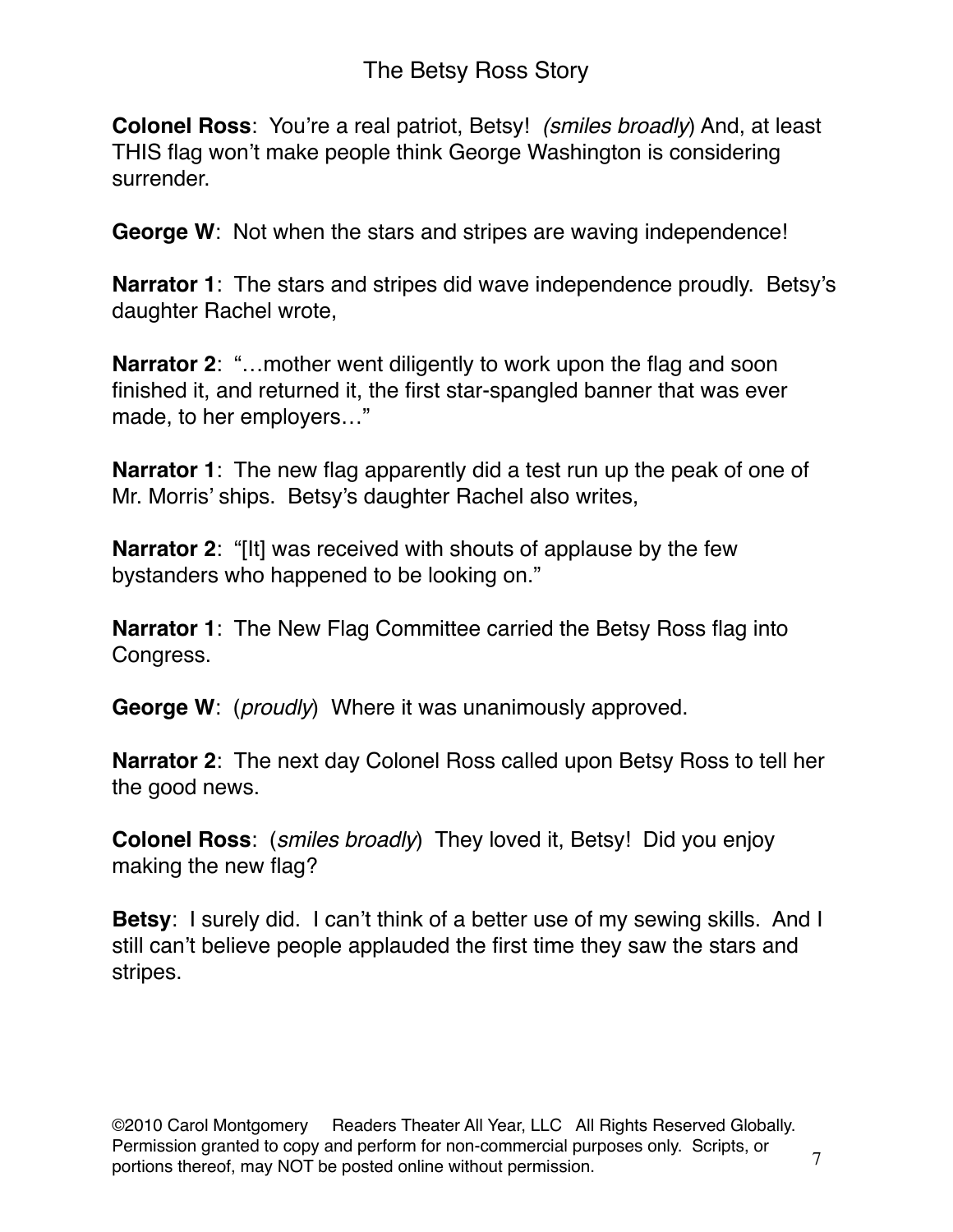**Colonel Ross**: You're a real patriot, Betsy! *(smiles broadly)* And, at least THIS flag won't make people think George Washington is considering surrender.

**George W**: Not when the stars and stripes are waving independence!

**Narrator 1**: The stars and stripes did wave independence proudly. Betsy's daughter Rachel wrote,

**Narrator 2**: "…mother went diligently to work upon the flag and soon finished it, and returned it, the first star-spangled banner that was ever made, to her employers…"

**Narrator 1**: The new flag apparently did a test run up the peak of one of Mr. Morris' ships. Betsy's daughter Rachel also writes,

**Narrator 2**: "[It] was received with shouts of applause by the few bystanders who happened to be looking on."

**Narrator 1**: The New Flag Committee carried the Betsy Ross flag into Congress.

**George W**: (*proudly*) Where it was unanimously approved.

**Narrator 2**: The next day Colonel Ross called upon Betsy Ross to tell her the good news.

**Colonel Ross**: (*smiles broadly*) They loved it, Betsy! Did you enjoy making the new flag?

**Betsy**: I surely did. I can't think of a better use of my sewing skills. And I still can't believe people applauded the first time they saw the stars and stripes.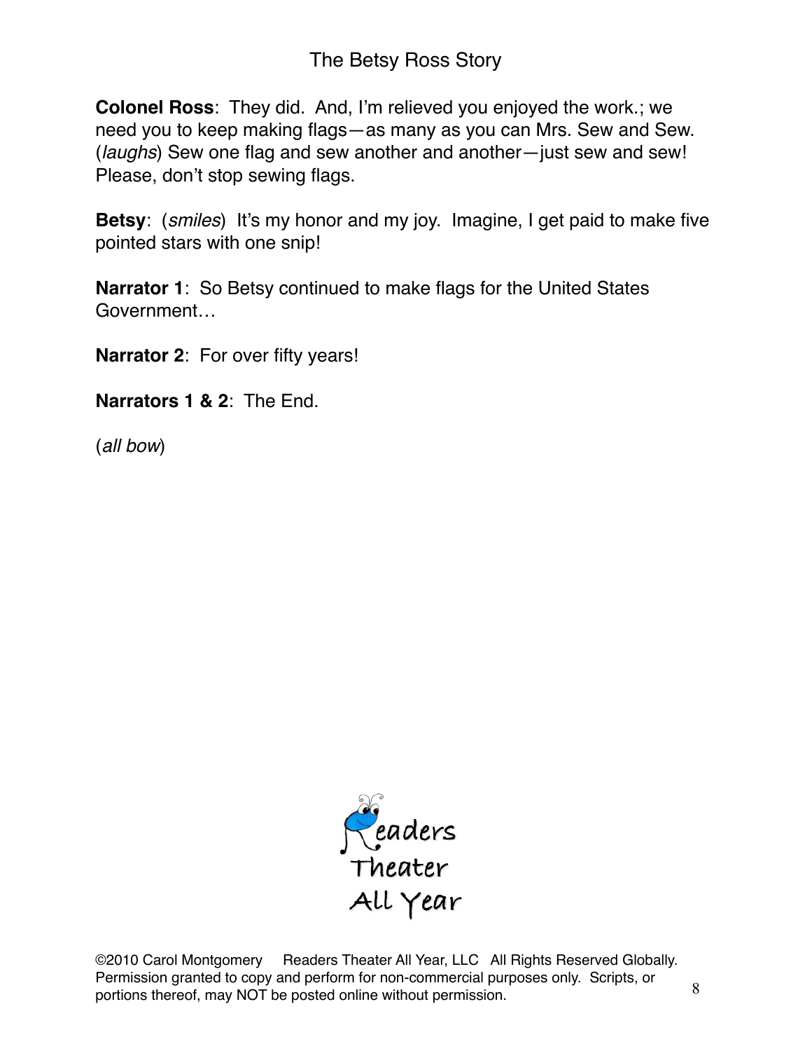**Colonel Ross**: They did. And, I'm relieved you enjoyed the work.; we need you to keep making flags—as many as you can Mrs. Sew and Sew. (*laughs*) Sew one flag and sew another and another—just sew and sew! Please, don't stop sewing flags.

**Betsy**: (*smiles*) It's my honor and my joy. Imagine, I get paid to make five pointed stars with one snip!

**Narrator 1**: So Betsy continued to make flags for the United States Government…

**Narrator 2**: For over fifty years!

**Narrators 1 & 2**: The End.

(*all bow*)

Readers Theater All Year

©2010 Carol Montgomery Readers Theater All Year, LLC All Rights Reserved Globally. Permission granted to copy and perform for non-commercial purposes only. Scripts, or portions thereof, may NOT be posted online without permission.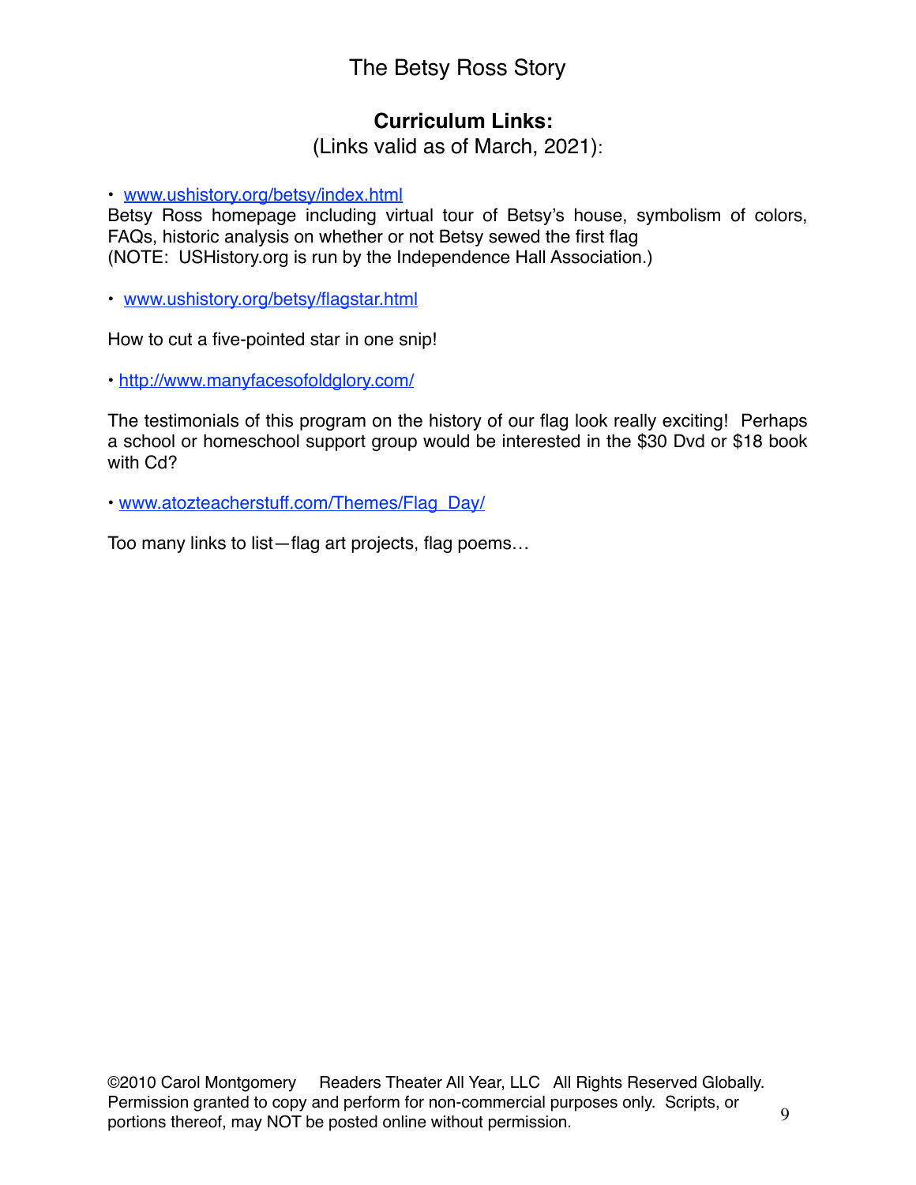## Curriculum Links:

(Links valid as of March, 2021):

- www.ushistory.org/betsy/index.html

Betsy Ross homepage including virtual tour of Betsy's house, symbolism of colors, FAQs, historic analysis on whether or not Betsy sewed the first flag
(NOTE: USHistory.org is run by the Independence Hall Association.)

- www.ushistory.org/betsy/flagstar.html

How to cut a five-pointed star in one snip!

- http://www.manyfacesofoldglory.com/

The testimonials of this program on the history of our flag look really exciting! Perhaps a school or homeschool support group would be interested in the $30 Dvd or $18 book with Cd?

- www.atozteacherstuff.com/Themes/Flag_Day/

Too many links to list—flag art projects, flag poems…

©2010 Carol Montgomery Readers Theater All Year, LLC All Rights Reserved Globally. Permission granted to copy and perform for non-commercial purposes only. Scripts, or portions thereof, may NOT be posted online without permission.